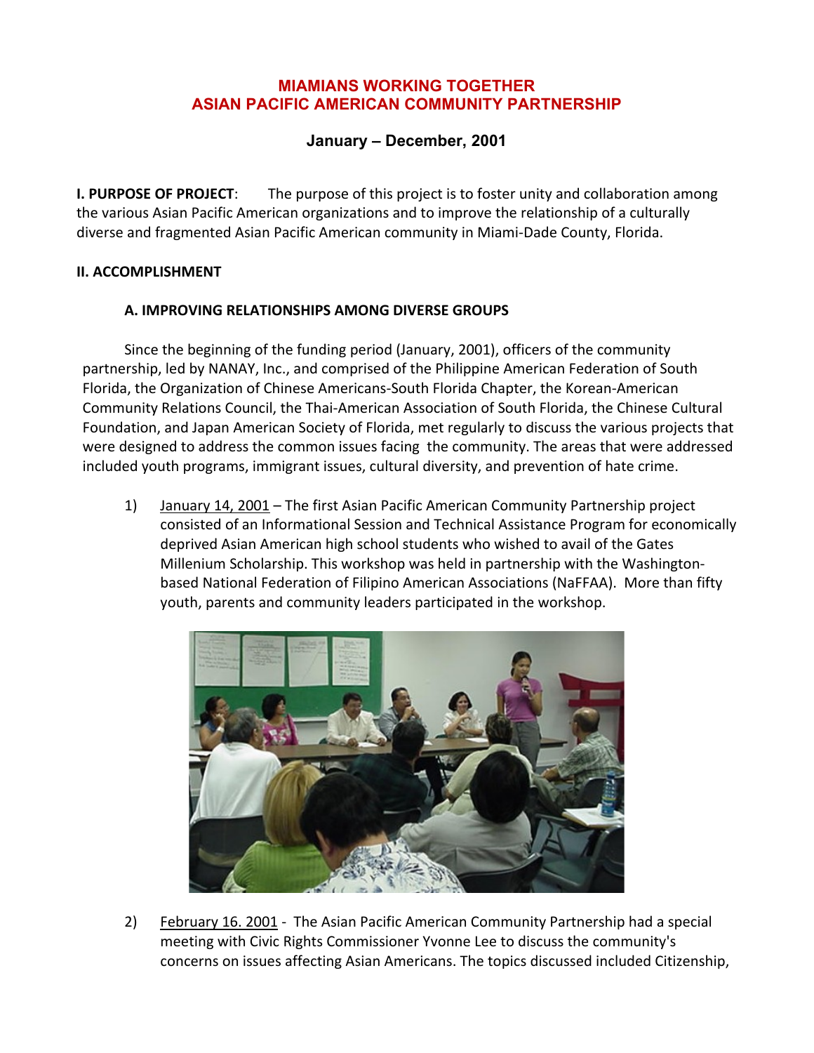# MIAMIANS WORKING TOGETHER
# ASIAN PACIFIC AMERICAN COMMUNITY PARTNERSHIP

## January – December, 2001

**I. PURPOSE OF PROJECT**: The purpose of this project is to foster unity and collaboration among the various Asian Pacific American organizations and to improve the relationship of a culturally diverse and fragmented Asian Pacific American community in Miami-Dade County, Florida.

**II. ACCOMPLISHMENT**

**A. IMPROVING RELATIONSHIPS AMONG DIVERSE GROUPS**

Since the beginning of the funding period (January, 2001), officers of the community partnership, led by NANAY, Inc., and comprised of the Philippine American Federation of South Florida, the Organization of Chinese Americans-South Florida Chapter, the Korean-American Community Relations Council, the Thai-American Association of South Florida, the Chinese Cultural Foundation, and Japan American Society of Florida, met regularly to discuss the various projects that were designed to address the common issues facing the community. The areas that were addressed included youth programs, immigrant issues, cultural diversity, and prevention of hate crime.

1) January 14, 2001 – The first Asian Pacific American Community Partnership project consisted of an Informational Session and Technical Assistance Program for economically deprived Asian American high school students who wished to avail of the Gates Millenium Scholarship. This workshop was held in partnership with the Washington-based National Federation of Filipino American Associations (NaFFAA). More than fifty youth, parents and community leaders participated in the workshop.

2) February 16. 2001 - The Asian Pacific American Community Partnership had a special meeting with Civic Rights Commissioner Yvonne Lee to discuss the community's concerns on issues affecting Asian Americans. The topics discussed included Citizenship,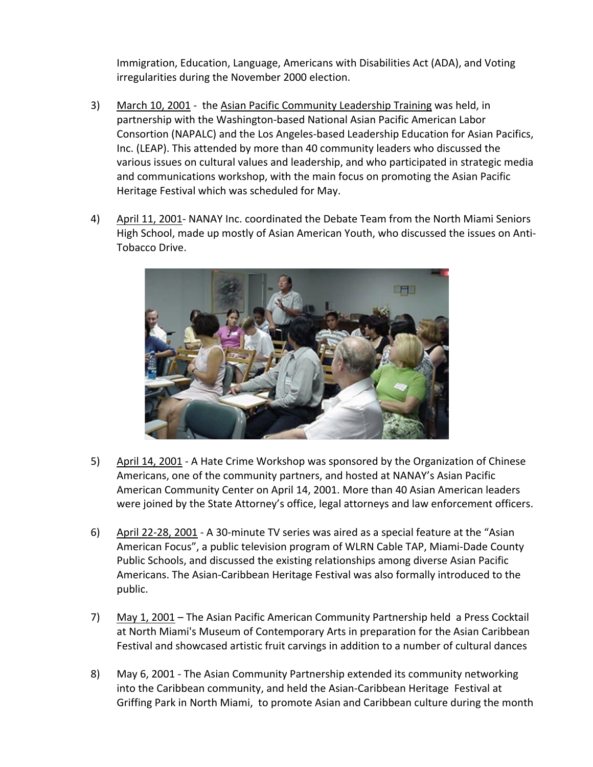Immigration, Education, Language, Americans with Disabilities Act (ADA), and Voting irregularities during the November 2000 election.

3) <u>March 10, 2001</u> - the <u>Asian Pacific Community Leadership Training</u> was held, in partnership with the Washington-based National Asian Pacific American Labor Consortion (NAPALC) and the Los Angeles-based Leadership Education for Asian Pacifics, Inc. (LEAP). This attended by more than 40 community leaders who discussed the various issues on cultural values and leadership, and who participated in strategic media and communications workshop, with the main focus on promoting the Asian Pacific Heritage Festival which was scheduled for May.

4) <u>April 11, 2001</u>- NANAY Inc. coordinated the Debate Team from the North Miami Seniors High School, made up mostly of Asian American Youth, who discussed the issues on Anti-Tobacco Drive.

5) <u>April 14, 2001</u> - A Hate Crime Workshop was sponsored by the Organization of Chinese Americans, one of the community partners, and hosted at NANAY's Asian Pacific American Community Center on April 14, 2001. More than 40 Asian American leaders were joined by the State Attorney's office, legal attorneys and law enforcement officers.

6) <u>April 22-28, 2001</u> - A 30-minute TV series was aired as a special feature at the "Asian American Focus", a public television program of WLRN Cable TAP, Miami-Dade County Public Schools, and discussed the existing relationships among diverse Asian Pacific Americans. The Asian-Caribbean Heritage Festival was also formally introduced to the public.

7) <u>May 1, 2001</u> – The Asian Pacific American Community Partnership held a Press Cocktail at North Miami's Museum of Contemporary Arts in preparation for the Asian Caribbean Festival and showcased artistic fruit carvings in addition to a number of cultural dances

8) May 6, 2001 - The Asian Community Partnership extended its community networking into the Caribbean community, and held the Asian-Caribbean Heritage Festival at Griffing Park in North Miami, to promote Asian and Caribbean culture during the month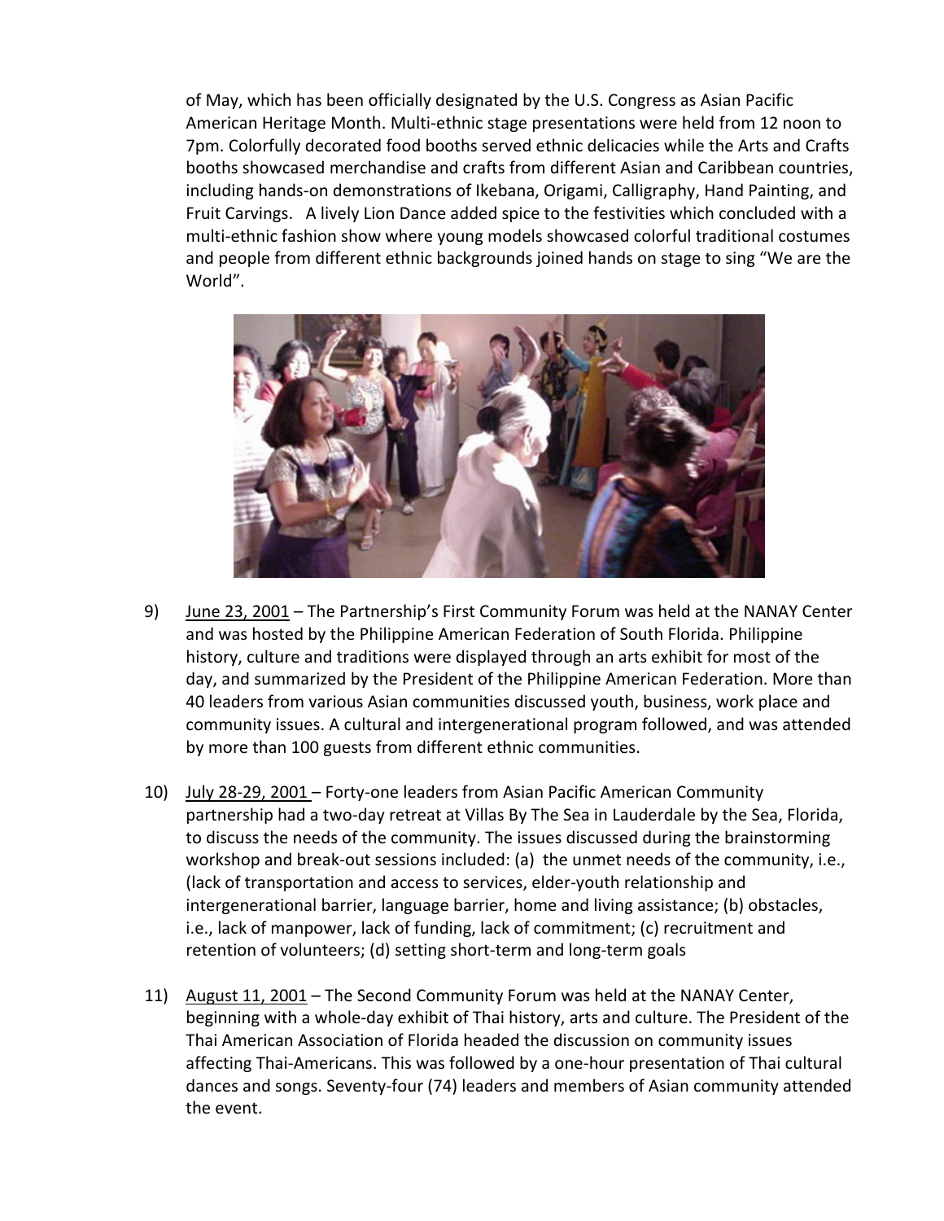of May, which has been officially designated by the U.S. Congress as Asian Pacific American Heritage Month. Multi-ethnic stage presentations were held from 12 noon to 7pm. Colorfully decorated food booths served ethnic delicacies while the Arts and Crafts booths showcased merchandise and crafts from different Asian and Caribbean countries, including hands-on demonstrations of Ikebana, Origami, Calligraphy, Hand Painting, and Fruit Carvings. A lively Lion Dance added spice to the festivities which concluded with a multi-ethnic fashion show where young models showcased colorful traditional costumes and people from different ethnic backgrounds joined hands on stage to sing "We are the World".

9) June 23, 2001 – The Partnership's First Community Forum was held at the NANAY Center and was hosted by the Philippine American Federation of South Florida. Philippine history, culture and traditions were displayed through an arts exhibit for most of the day, and summarized by the President of the Philippine American Federation. More than 40 leaders from various Asian communities discussed youth, business, work place and community issues. A cultural and intergenerational program followed, and was attended by more than 100 guests from different ethnic communities.

10) July 28-29, 2001 – Forty-one leaders from Asian Pacific American Community partnership had a two-day retreat at Villas By The Sea in Lauderdale by the Sea, Florida, to discuss the needs of the community. The issues discussed during the brainstorming workshop and break-out sessions included: (a) the unmet needs of the community, i.e., (lack of transportation and access to services, elder-youth relationship and intergenerational barrier, language barrier, home and living assistance; (b) obstacles, i.e., lack of manpower, lack of funding, lack of commitment; (c) recruitment and retention of volunteers; (d) setting short-term and long-term goals

11) August 11, 2001 – The Second Community Forum was held at the NANAY Center, beginning with a whole-day exhibit of Thai history, arts and culture. The President of the Thai American Association of Florida headed the discussion on community issues affecting Thai-Americans. This was followed by a one-hour presentation of Thai cultural dances and songs. Seventy-four (74) leaders and members of Asian community attended the event.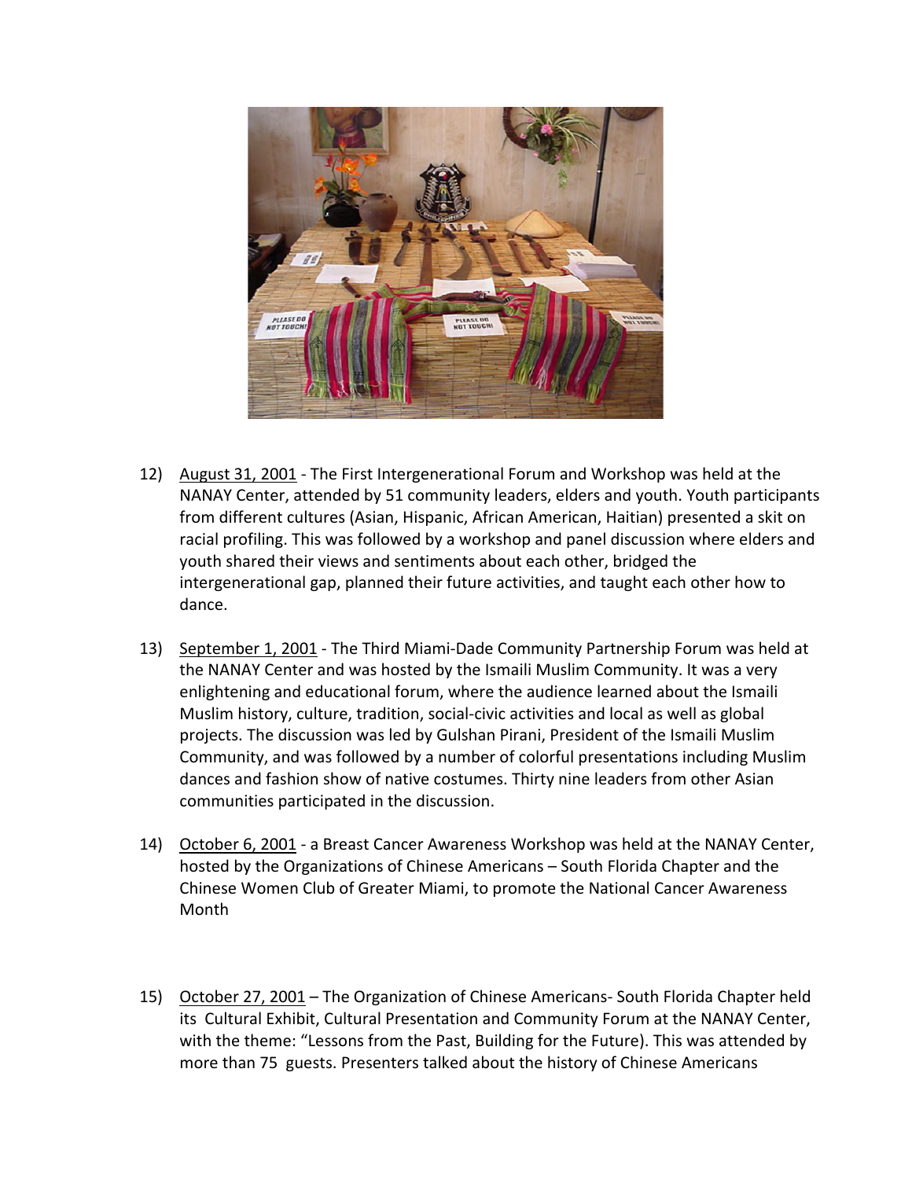12) <u>August 31, 2001</u> - The First Intergenerational Forum and Workshop was held at the NANAY Center, attended by 51 community leaders, elders and youth. Youth participants from different cultures (Asian, Hispanic, African American, Haitian) presented a skit on racial profiling. This was followed by a workshop and panel discussion where elders and youth shared their views and sentiments about each other, bridged the intergenerational gap, planned their future activities, and taught each other how to dance.

13) <u>September 1, 2001</u> - The Third Miami-Dade Community Partnership Forum was held at the NANAY Center and was hosted by the Ismaili Muslim Community. It was a very enlightening and educational forum, where the audience learned about the Ismaili Muslim history, culture, tradition, social-civic activities and local as well as global projects. The discussion was led by Gulshan Pirani, President of the Ismaili Muslim Community, and was followed by a number of colorful presentations including Muslim dances and fashion show of native costumes. Thirty nine leaders from other Asian communities participated in the discussion.

14) <u>October 6, 2001</u> - a Breast Cancer Awareness Workshop was held at the NANAY Center, hosted by the Organizations of Chinese Americans – South Florida Chapter and the Chinese Women Club of Greater Miami, to promote the National Cancer Awareness Month

15) <u>October 27, 2001</u> – The Organization of Chinese Americans- South Florida Chapter held its Cultural Exhibit, Cultural Presentation and Community Forum at the NANAY Center, with the theme: "Lessons from the Past, Building for the Future). This was attended by more than 75 guests. Presenters talked about the history of Chinese Americans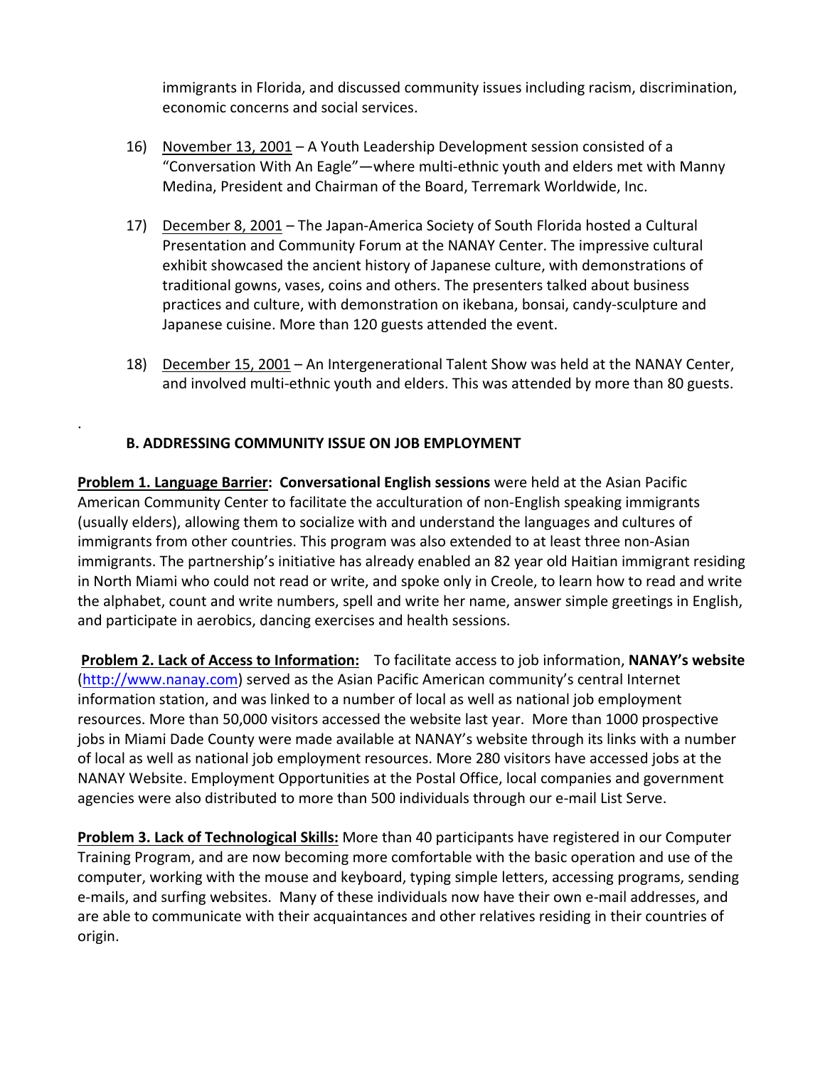immigrants in Florida, and discussed community issues including racism, discrimination, economic concerns and social services.

16) November 13, 2001 – A Youth Leadership Development session consisted of a "Conversation With An Eagle"—where multi-ethnic youth and elders met with Manny Medina, President and Chairman of the Board, Terremark Worldwide, Inc.

17) December 8, 2001 – The Japan-America Society of South Florida hosted a Cultural Presentation and Community Forum at the NANAY Center. The impressive cultural exhibit showcased the ancient history of Japanese culture, with demonstrations of traditional gowns, vases, coins and others. The presenters talked about business practices and culture, with demonstration on ikebana, bonsai, candy-sculpture and Japanese cuisine. More than 120 guests attended the event.

18) December 15, 2001 – An Intergenerational Talent Show was held at the NANAY Center, and involved multi-ethnic youth and elders. This was attended by more than 80 guests.

### B. ADDRESSING COMMUNITY ISSUE ON JOB EMPLOYMENT

**Problem 1. Language Barrier: Conversational English sessions** were held at the Asian Pacific American Community Center to facilitate the acculturation of non-English speaking immigrants (usually elders), allowing them to socialize with and understand the languages and cultures of immigrants from other countries. This program was also extended to at least three non-Asian immigrants. The partnership's initiative has already enabled an 82 year old Haitian immigrant residing in North Miami who could not read or write, and spoke only in Creole, to learn how to read and write the alphabet, count and write numbers, spell and write her name, answer simple greetings in English, and participate in aerobics, dancing exercises and health sessions.

**Problem 2. Lack of Access to Information:** To facilitate access to job information, **NANAY's website** (http://www.nanay.com) served as the Asian Pacific American community's central Internet information station, and was linked to a number of local as well as national job employment resources. More than 50,000 visitors accessed the website last year. More than 1000 prospective jobs in Miami Dade County were made available at NANAY's website through its links with a number of local as well as national job employment resources. More 280 visitors have accessed jobs at the NANAY Website. Employment Opportunities at the Postal Office, local companies and government agencies were also distributed to more than 500 individuals through our e-mail List Serve.

**Problem 3. Lack of Technological Skills:** More than 40 participants have registered in our Computer Training Program, and are now becoming more comfortable with the basic operation and use of the computer, working with the mouse and keyboard, typing simple letters, accessing programs, sending e-mails, and surfing websites. Many of these individuals now have their own e-mail addresses, and are able to communicate with their acquaintances and other relatives residing in their countries of origin.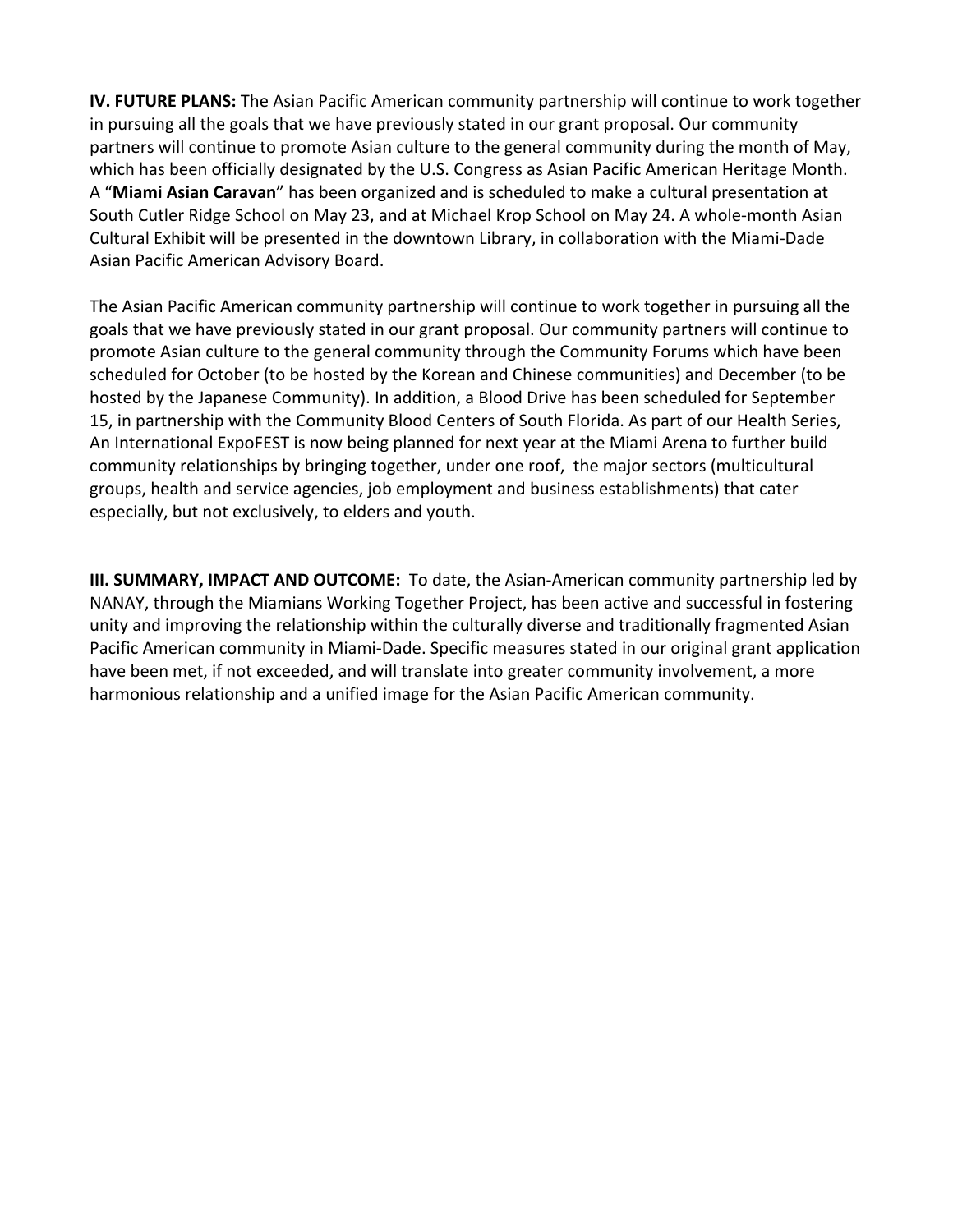**IV. FUTURE PLANS:** The Asian Pacific American community partnership will continue to work together in pursuing all the goals that we have previously stated in our grant proposal. Our community partners will continue to promote Asian culture to the general community during the month of May, which has been officially designated by the U.S. Congress as Asian Pacific American Heritage Month. A "**Miami Asian Caravan**" has been organized and is scheduled to make a cultural presentation at South Cutler Ridge School on May 23, and at Michael Krop School on May 24. A whole-month Asian Cultural Exhibit will be presented in the downtown Library, in collaboration with the Miami-Dade Asian Pacific American Advisory Board.

The Asian Pacific American community partnership will continue to work together in pursuing all the goals that we have previously stated in our grant proposal. Our community partners will continue to promote Asian culture to the general community through the Community Forums which have been scheduled for October (to be hosted by the Korean and Chinese communities) and December (to be hosted by the Japanese Community). In addition, a Blood Drive has been scheduled for September 15, in partnership with the Community Blood Centers of South Florida. As part of our Health Series, An International ExpoFEST is now being planned for next year at the Miami Arena to further build community relationships by bringing together, under one roof, the major sectors (multicultural groups, health and service agencies, job employment and business establishments) that cater especially, but not exclusively, to elders and youth.

**III. SUMMARY, IMPACT AND OUTCOME:** To date, the Asian-American community partnership led by NANAY, through the Miamians Working Together Project, has been active and successful in fostering unity and improving the relationship within the culturally diverse and traditionally fragmented Asian Pacific American community in Miami-Dade. Specific measures stated in our original grant application have been met, if not exceeded, and will translate into greater community involvement, a more harmonious relationship and a unified image for the Asian Pacific American community.